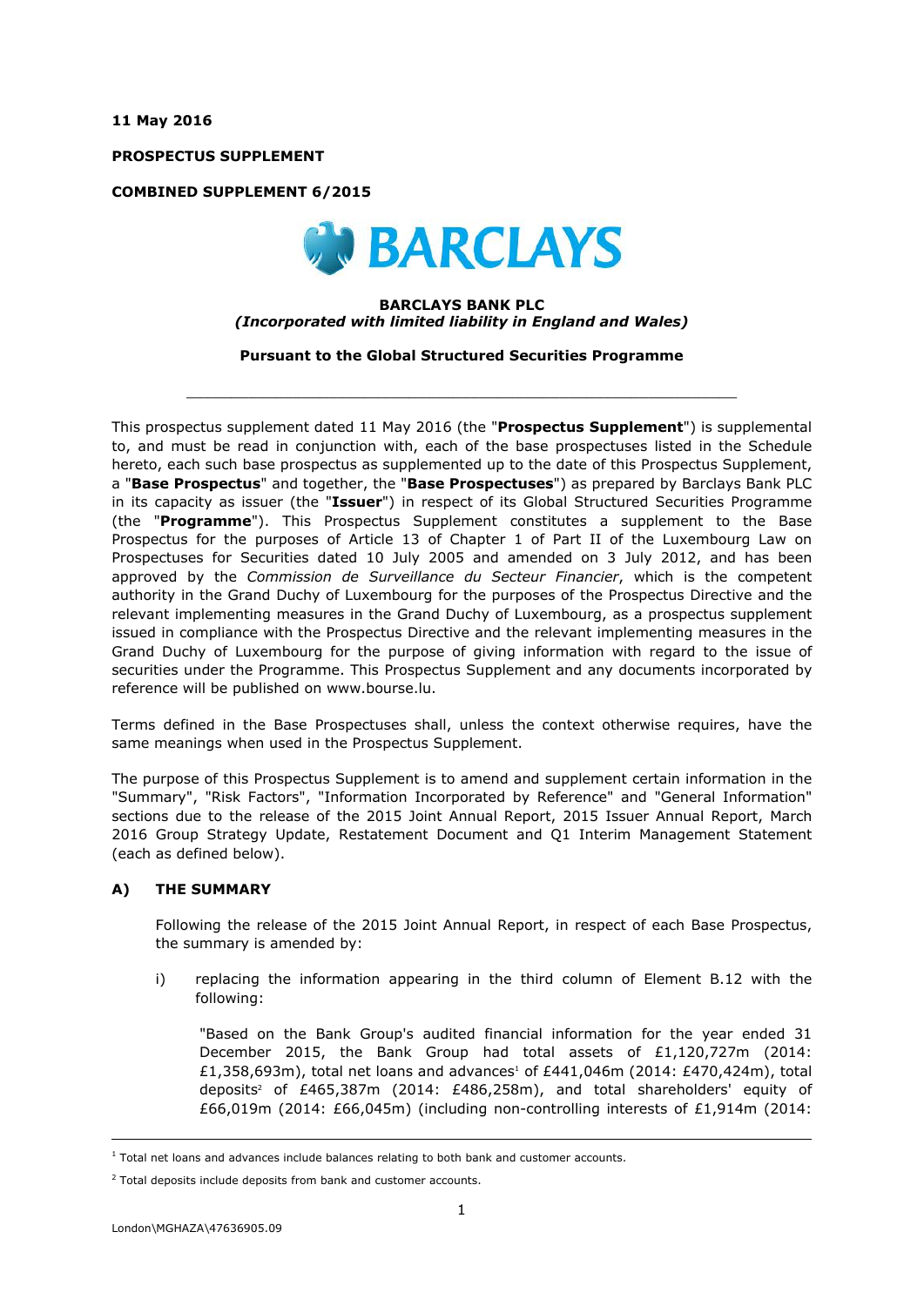**11 May 2016**

**PROSPECTUS SUPPLEMENT**

**COMBINED SUPPLEMENT 6/2015**

**BARCLAYS BANK PLC**
***(Incorporated with limited liability in England and Wales)***

**Pursuant to the Global Structured Securities Programme**

---

This prospectus supplement dated 11 May 2016 (the "**Prospectus Supplement**") is supplemental to, and must be read in conjunction with, each of the base prospectuses listed in the Schedule hereto, each such base prospectus as supplemented up to the date of this Prospectus Supplement, a "**Base Prospectus**" and together, the "**Base Prospectuses**") as prepared by Barclays Bank PLC in its capacity as issuer (the "**Issuer**") in respect of its Global Structured Securities Programme (the "**Programme**"). This Prospectus Supplement constitutes a supplement to the Base Prospectus for the purposes of Article 13 of Chapter 1 of Part II of the Luxembourg Law on Prospectuses for Securities dated 10 July 2005 and amended on 3 July 2012, and has been approved by the *Commission de Surveillance du Secteur Financier*, which is the competent authority in the Grand Duchy of Luxembourg for the purposes of the Prospectus Directive and the relevant implementing measures in the Grand Duchy of Luxembourg, as a prospectus supplement issued in compliance with the Prospectus Directive and the relevant implementing measures in the Grand Duchy of Luxembourg for the purpose of giving information with regard to the issue of securities under the Programme. This Prospectus Supplement and any documents incorporated by reference will be published on www.bourse.lu.

Terms defined in the Base Prospectuses shall, unless the context otherwise requires, have the same meanings when used in the Prospectus Supplement.

The purpose of this Prospectus Supplement is to amend and supplement certain information in the "Summary", "Risk Factors", "Information Incorporated by Reference" and "General Information" sections due to the release of the 2015 Joint Annual Report, 2015 Issuer Annual Report, March 2016 Group Strategy Update, Restatement Document and Q1 Interim Management Statement (each as defined below).

## A) THE SUMMARY

Following the release of the 2015 Joint Annual Report, in respect of each Base Prospectus, the summary is amended by:

i) replacing the information appearing in the third column of Element B.12 with the following:

"Based on the Bank Group's audited financial information for the year ended 31 December 2015, the Bank Group had total assets of £1,120,727m (2014: £1,358,693m), total net loans and advances[1] of £441,046m (2014: £470,424m), total deposits[2] of £465,387m (2014: £486,258m), and total shareholders' equity of £66,019m (2014: £66,045m) (including non-controlling interests of £1,914m (2014:

---

[1] Total net loans and advances include balances relating to both bank and customer accounts.

[2] Total deposits include deposits from bank and customer accounts.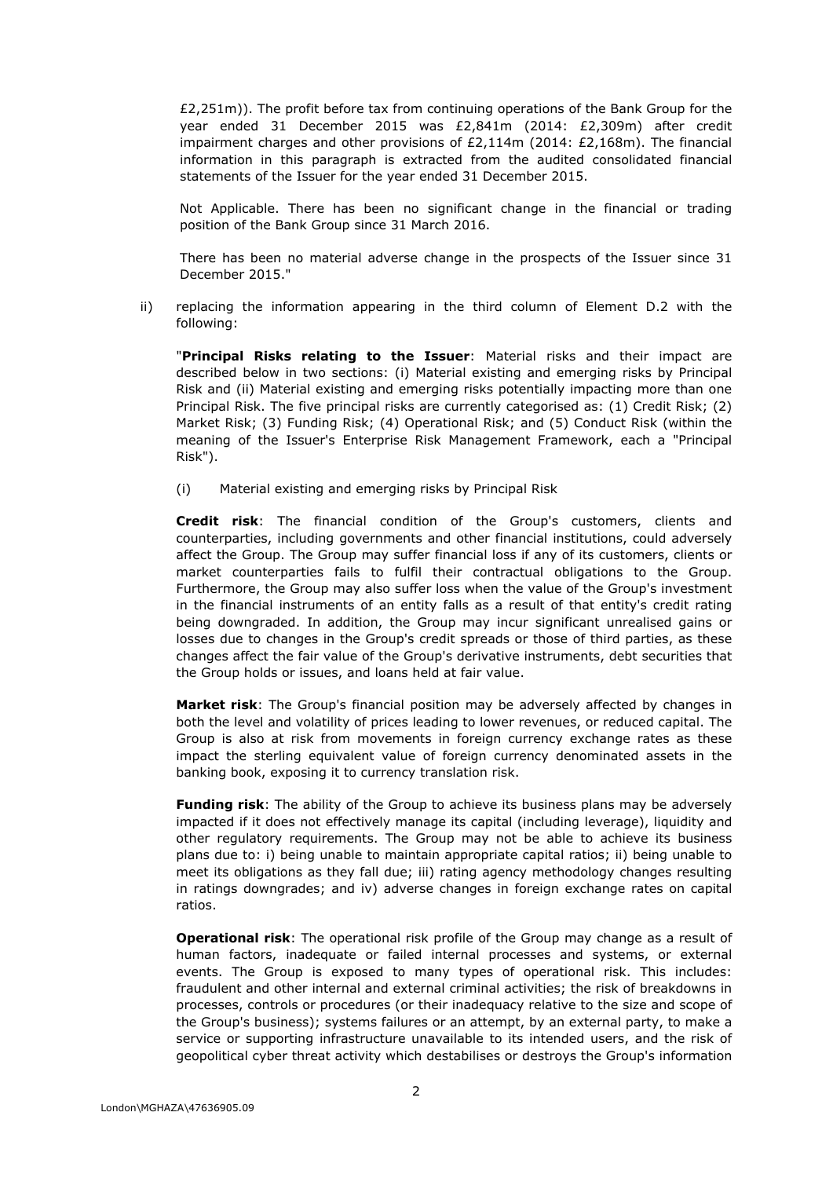£2,251m)). The profit before tax from continuing operations of the Bank Group for the year ended 31 December 2015 was £2,841m (2014: £2,309m) after credit impairment charges and other provisions of £2,114m (2014: £2,168m). The financial information in this paragraph is extracted from the audited consolidated financial statements of the Issuer for the year ended 31 December 2015.

Not Applicable. There has been no significant change in the financial or trading position of the Bank Group since 31 March 2016.

There has been no material adverse change in the prospects of the Issuer since 31 December 2015."

ii) replacing the information appearing in the third column of Element D.2 with the following:

"**Principal Risks relating to the Issuer**: Material risks and their impact are described below in two sections: (i) Material existing and emerging risks by Principal Risk and (ii) Material existing and emerging risks potentially impacting more than one Principal Risk. The five principal risks are currently categorised as: (1) Credit Risk; (2) Market Risk; (3) Funding Risk; (4) Operational Risk; and (5) Conduct Risk (within the meaning of the Issuer's Enterprise Risk Management Framework, each a "Principal Risk").

(i) Material existing and emerging risks by Principal Risk

**Credit risk**: The financial condition of the Group's customers, clients and counterparties, including governments and other financial institutions, could adversely affect the Group. The Group may suffer financial loss if any of its customers, clients or market counterparties fails to fulfil their contractual obligations to the Group. Furthermore, the Group may also suffer loss when the value of the Group's investment in the financial instruments of an entity falls as a result of that entity's credit rating being downgraded. In addition, the Group may incur significant unrealised gains or losses due to changes in the Group's credit spreads or those of third parties, as these changes affect the fair value of the Group's derivative instruments, debt securities that the Group holds or issues, and loans held at fair value.

**Market risk**: The Group's financial position may be adversely affected by changes in both the level and volatility of prices leading to lower revenues, or reduced capital. The Group is also at risk from movements in foreign currency exchange rates as these impact the sterling equivalent value of foreign currency denominated assets in the banking book, exposing it to currency translation risk.

**Funding risk**: The ability of the Group to achieve its business plans may be adversely impacted if it does not effectively manage its capital (including leverage), liquidity and other regulatory requirements. The Group may not be able to achieve its business plans due to: i) being unable to maintain appropriate capital ratios; ii) being unable to meet its obligations as they fall due; iii) rating agency methodology changes resulting in ratings downgrades; and iv) adverse changes in foreign exchange rates on capital ratios.

**Operational risk**: The operational risk profile of the Group may change as a result of human factors, inadequate or failed internal processes and systems, or external events. The Group is exposed to many types of operational risk. This includes: fraudulent and other internal and external criminal activities; the risk of breakdowns in processes, controls or procedures (or their inadequacy relative to the size and scope of the Group's business); systems failures or an attempt, by an external party, to make a service or supporting infrastructure unavailable to its intended users, and the risk of geopolitical cyber threat activity which destabilises or destroys the Group's information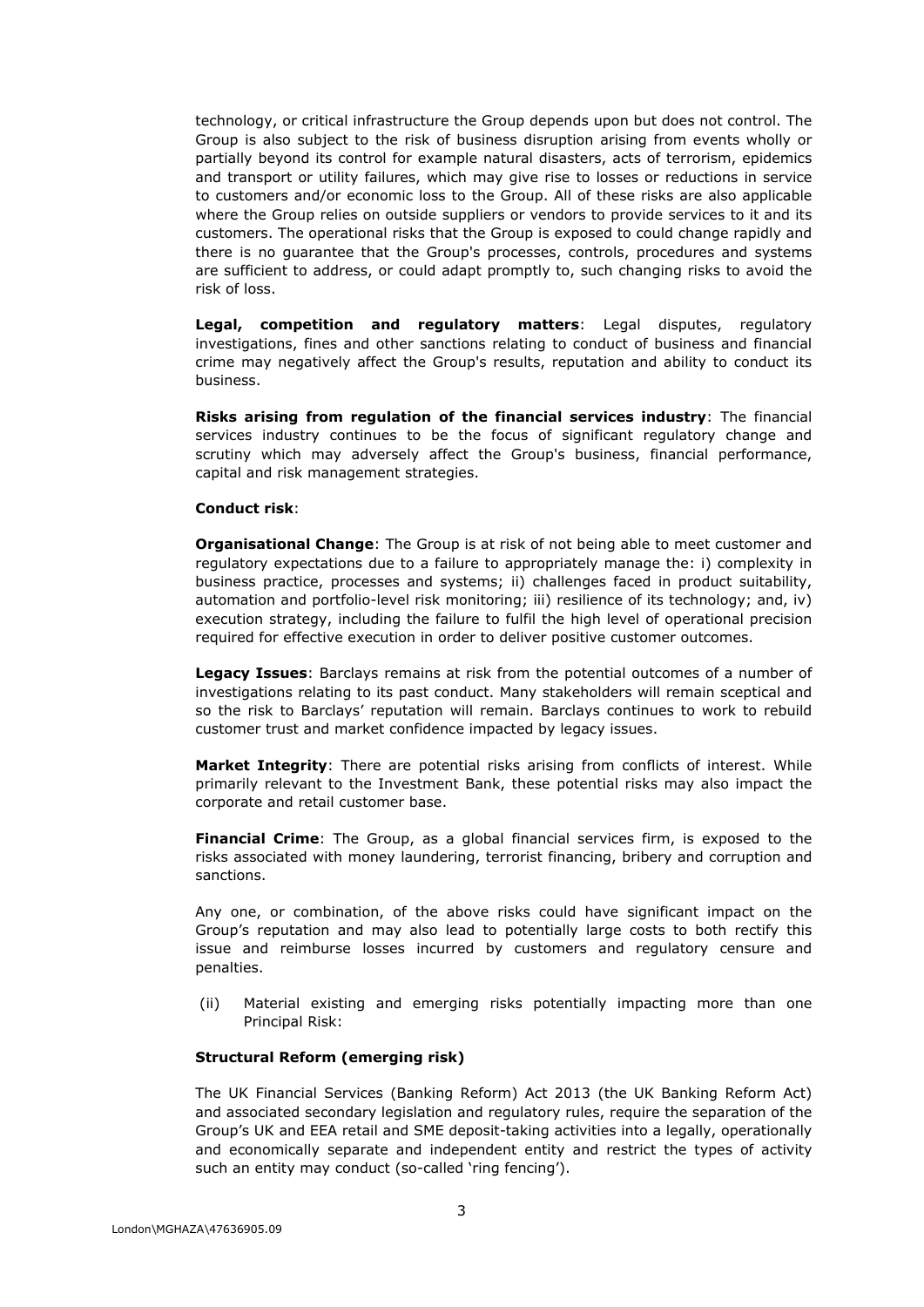technology, or critical infrastructure the Group depends upon but does not control. The Group is also subject to the risk of business disruption arising from events wholly or partially beyond its control for example natural disasters, acts of terrorism, epidemics and transport or utility failures, which may give rise to losses or reductions in service to customers and/or economic loss to the Group. All of these risks are also applicable where the Group relies on outside suppliers or vendors to provide services to it and its customers. The operational risks that the Group is exposed to could change rapidly and there is no guarantee that the Group's processes, controls, procedures and systems are sufficient to address, or could adapt promptly to, such changing risks to avoid the risk of loss.

**Legal, competition and regulatory matters**: Legal disputes, regulatory investigations, fines and other sanctions relating to conduct of business and financial crime may negatively affect the Group's results, reputation and ability to conduct its business.

**Risks arising from regulation of the financial services industry**: The financial services industry continues to be the focus of significant regulatory change and scrutiny which may adversely affect the Group's business, financial performance, capital and risk management strategies.

**Conduct risk**:

**Organisational Change**: The Group is at risk of not being able to meet customer and regulatory expectations due to a failure to appropriately manage the: i) complexity in business practice, processes and systems; ii) challenges faced in product suitability, automation and portfolio-level risk monitoring; iii) resilience of its technology; and, iv) execution strategy, including the failure to fulfil the high level of operational precision required for effective execution in order to deliver positive customer outcomes.

**Legacy Issues**: Barclays remains at risk from the potential outcomes of a number of investigations relating to its past conduct. Many stakeholders will remain sceptical and so the risk to Barclays' reputation will remain. Barclays continues to work to rebuild customer trust and market confidence impacted by legacy issues.

**Market Integrity**: There are potential risks arising from conflicts of interest. While primarily relevant to the Investment Bank, these potential risks may also impact the corporate and retail customer base.

**Financial Crime**: The Group, as a global financial services firm, is exposed to the risks associated with money laundering, terrorist financing, bribery and corruption and sanctions.

Any one, or combination, of the above risks could have significant impact on the Group's reputation and may also lead to potentially large costs to both rectify this issue and reimburse losses incurred by customers and regulatory censure and penalties.

(ii) Material existing and emerging risks potentially impacting more than one Principal Risk:

**Structural Reform (emerging risk)**

The UK Financial Services (Banking Reform) Act 2013 (the UK Banking Reform Act) and associated secondary legislation and regulatory rules, require the separation of the Group's UK and EEA retail and SME deposit-taking activities into a legally, operationally and economically separate and independent entity and restrict the types of activity such an entity may conduct (so-called 'ring fencing').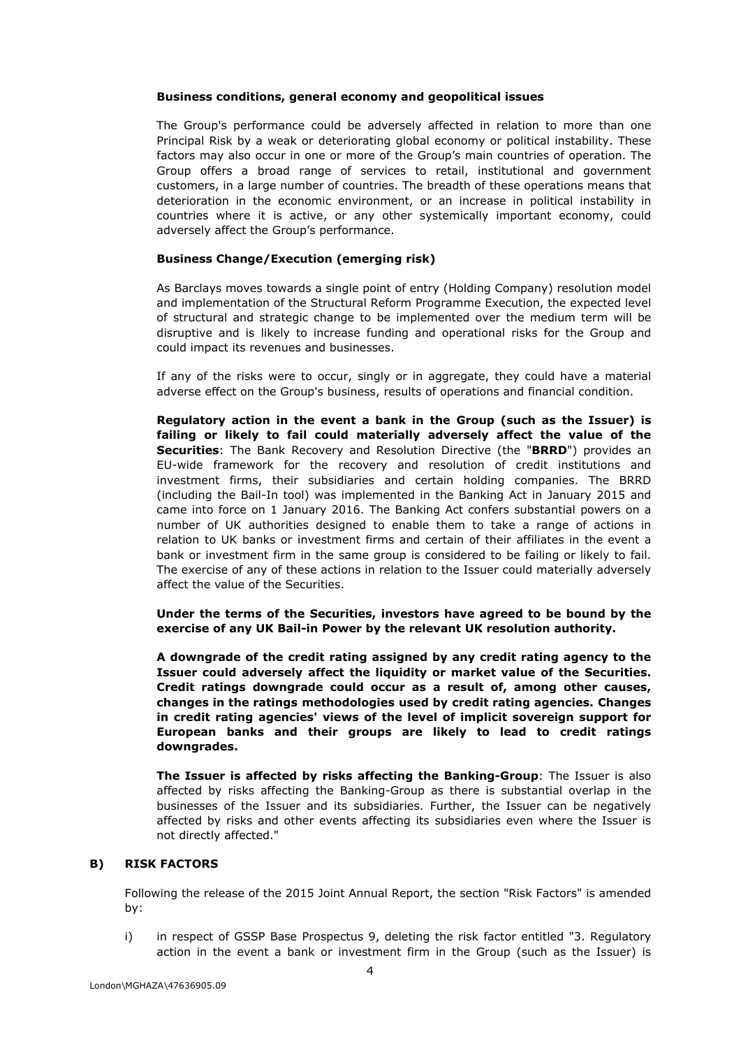**Business conditions, general economy and geopolitical issues**

The Group's performance could be adversely affected in relation to more than one Principal Risk by a weak or deteriorating global economy or political instability. These factors may also occur in one or more of the Group's main countries of operation. The Group offers a broad range of services to retail, institutional and government customers, in a large number of countries. The breadth of these operations means that deterioration in the economic environment, or an increase in political instability in countries where it is active, or any other systemically important economy, could adversely affect the Group's performance.

**Business Change/Execution (emerging risk)**

As Barclays moves towards a single point of entry (Holding Company) resolution model and implementation of the Structural Reform Programme Execution, the expected level of structural and strategic change to be implemented over the medium term will be disruptive and is likely to increase funding and operational risks for the Group and could impact its revenues and businesses.

If any of the risks were to occur, singly or in aggregate, they could have a material adverse effect on the Group's business, results of operations and financial condition.

**Regulatory action in the event a bank in the Group (such as the Issuer) is failing or likely to fail could materially adversely affect the value of the Securities**: The Bank Recovery and Resolution Directive (the "**BRRD**") provides an EU-wide framework for the recovery and resolution of credit institutions and investment firms, their subsidiaries and certain holding companies. The BRRD (including the Bail-In tool) was implemented in the Banking Act in January 2015 and came into force on 1 January 2016. The Banking Act confers substantial powers on a number of UK authorities designed to enable them to take a range of actions in relation to UK banks or investment firms and certain of their affiliates in the event a bank or investment firm in the same group is considered to be failing or likely to fail. The exercise of any of these actions in relation to the Issuer could materially adversely affect the value of the Securities.

**Under the terms of the Securities, investors have agreed to be bound by the exercise of any UK Bail-in Power by the relevant UK resolution authority.**

**A downgrade of the credit rating assigned by any credit rating agency to the Issuer could adversely affect the liquidity or market value of the Securities. Credit ratings downgrade could occur as a result of, among other causes, changes in the ratings methodologies used by credit rating agencies. Changes in credit rating agencies' views of the level of implicit sovereign support for European banks and their groups are likely to lead to credit ratings downgrades.**

**The Issuer is affected by risks affecting the Banking-Group**: The Issuer is also affected by risks affecting the Banking-Group as there is substantial overlap in the businesses of the Issuer and its subsidiaries. Further, the Issuer can be negatively affected by risks and other events affecting its subsidiaries even where the Issuer is not directly affected."

## B) RISK FACTORS

Following the release of the 2015 Joint Annual Report, the section "Risk Factors" is amended by:

i) in respect of GSSP Base Prospectus 9, deleting the risk factor entitled "3. Regulatory action in the event a bank or investment firm in the Group (such as the Issuer) is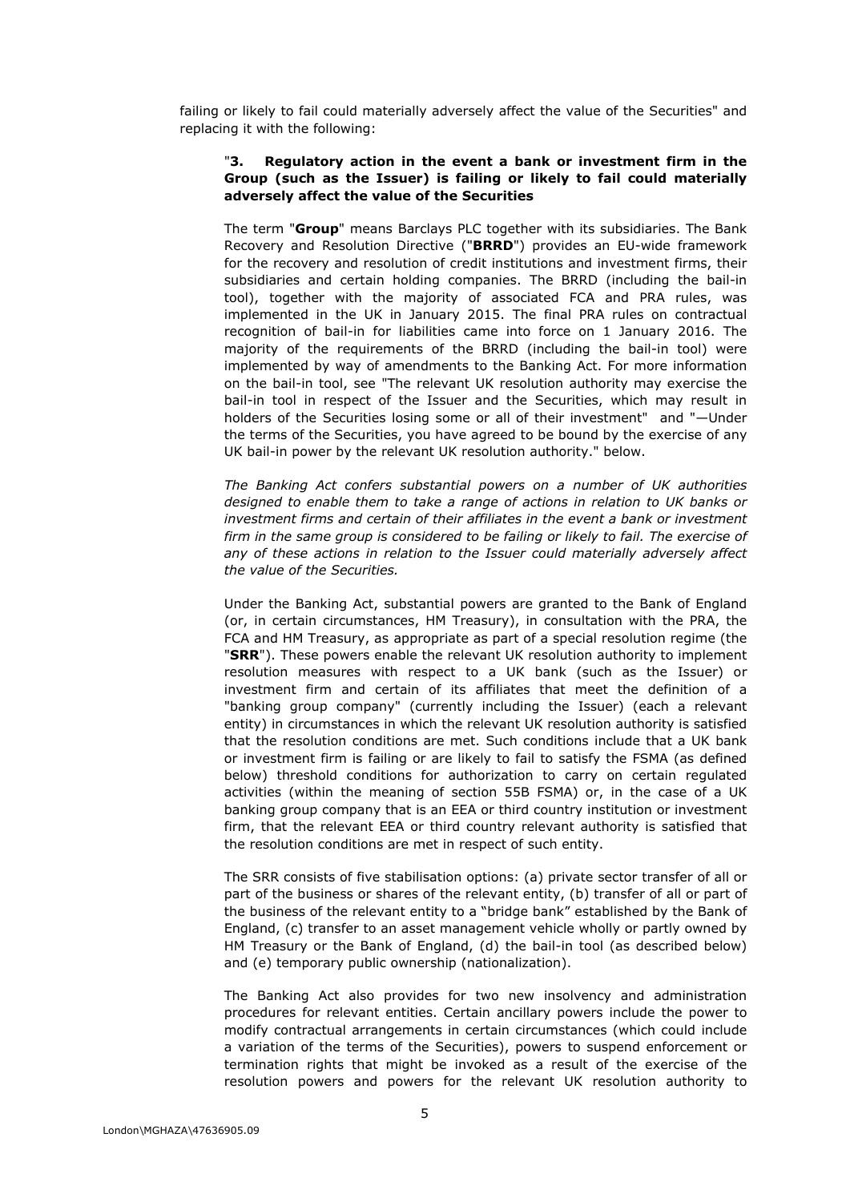failing or likely to fail could materially adversely affect the value of the Securities" and replacing it with the following:

"**3. Regulatory action in the event a bank or investment firm in the Group (such as the Issuer) is failing or likely to fail could materially adversely affect the value of the Securities**

The term "**Group**" means Barclays PLC together with its subsidiaries. The Bank Recovery and Resolution Directive ("**BRRD**") provides an EU-wide framework for the recovery and resolution of credit institutions and investment firms, their subsidiaries and certain holding companies. The BRRD (including the bail-in tool), together with the majority of associated FCA and PRA rules, was implemented in the UK in January 2015. The final PRA rules on contractual recognition of bail-in for liabilities came into force on 1 January 2016. The majority of the requirements of the BRRD (including the bail-in tool) were implemented by way of amendments to the Banking Act. For more information on the bail-in tool, see "The relevant UK resolution authority may exercise the bail-in tool in respect of the Issuer and the Securities, which may result in holders of the Securities losing some or all of their investment" and "—Under the terms of the Securities, you have agreed to be bound by the exercise of any UK bail-in power by the relevant UK resolution authority." below.

*The Banking Act confers substantial powers on a number of UK authorities designed to enable them to take a range of actions in relation to UK banks or investment firms and certain of their affiliates in the event a bank or investment firm in the same group is considered to be failing or likely to fail. The exercise of any of these actions in relation to the Issuer could materially adversely affect the value of the Securities.*

Under the Banking Act, substantial powers are granted to the Bank of England (or, in certain circumstances, HM Treasury), in consultation with the PRA, the FCA and HM Treasury, as appropriate as part of a special resolution regime (the "**SRR**"). These powers enable the relevant UK resolution authority to implement resolution measures with respect to a UK bank (such as the Issuer) or investment firm and certain of its affiliates that meet the definition of a "banking group company" (currently including the Issuer) (each a relevant entity) in circumstances in which the relevant UK resolution authority is satisfied that the resolution conditions are met. Such conditions include that a UK bank or investment firm is failing or are likely to fail to satisfy the FSMA (as defined below) threshold conditions for authorization to carry on certain regulated activities (within the meaning of section 55B FSMA) or, in the case of a UK banking group company that is an EEA or third country institution or investment firm, that the relevant EEA or third country relevant authority is satisfied that the resolution conditions are met in respect of such entity.

The SRR consists of five stabilisation options: (a) private sector transfer of all or part of the business or shares of the relevant entity, (b) transfer of all or part of the business of the relevant entity to a "bridge bank" established by the Bank of England, (c) transfer to an asset management vehicle wholly or partly owned by HM Treasury or the Bank of England, (d) the bail-in tool (as described below) and (e) temporary public ownership (nationalization).

The Banking Act also provides for two new insolvency and administration procedures for relevant entities. Certain ancillary powers include the power to modify contractual arrangements in certain circumstances (which could include a variation of the terms of the Securities), powers to suspend enforcement or termination rights that might be invoked as a result of the exercise of the resolution powers and powers for the relevant UK resolution authority to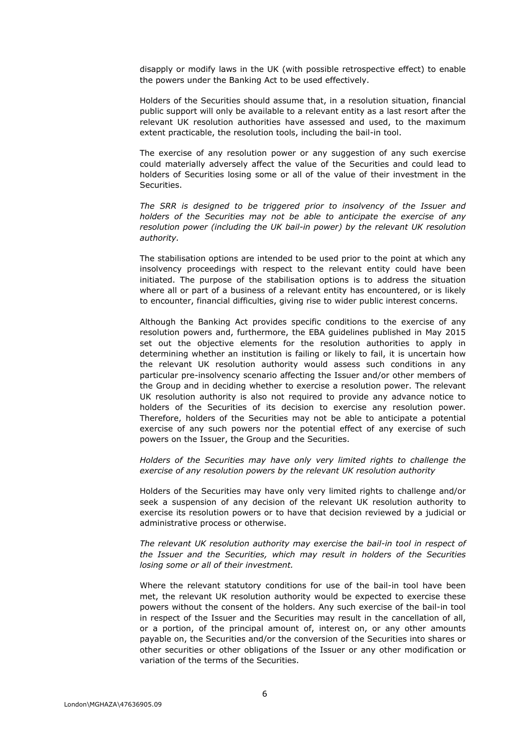disapply or modify laws in the UK (with possible retrospective effect) to enable the powers under the Banking Act to be used effectively.

Holders of the Securities should assume that, in a resolution situation, financial public support will only be available to a relevant entity as a last resort after the relevant UK resolution authorities have assessed and used, to the maximum extent practicable, the resolution tools, including the bail-in tool.

The exercise of any resolution power or any suggestion of any such exercise could materially adversely affect the value of the Securities and could lead to holders of Securities losing some or all of the value of their investment in the Securities.

*The SRR is designed to be triggered prior to insolvency of the Issuer and holders of the Securities may not be able to anticipate the exercise of any resolution power (including the UK bail-in power) by the relevant UK resolution authority.*

The stabilisation options are intended to be used prior to the point at which any insolvency proceedings with respect to the relevant entity could have been initiated. The purpose of the stabilisation options is to address the situation where all or part of a business of a relevant entity has encountered, or is likely to encounter, financial difficulties, giving rise to wider public interest concerns.

Although the Banking Act provides specific conditions to the exercise of any resolution powers and, furthermore, the EBA guidelines published in May 2015 set out the objective elements for the resolution authorities to apply in determining whether an institution is failing or likely to fail, it is uncertain how the relevant UK resolution authority would assess such conditions in any particular pre-insolvency scenario affecting the Issuer and/or other members of the Group and in deciding whether to exercise a resolution power. The relevant UK resolution authority is also not required to provide any advance notice to holders of the Securities of its decision to exercise any resolution power. Therefore, holders of the Securities may not be able to anticipate a potential exercise of any such powers nor the potential effect of any exercise of such powers on the Issuer, the Group and the Securities.

*Holders of the Securities may have only very limited rights to challenge the exercise of any resolution powers by the relevant UK resolution authority*

Holders of the Securities may have only very limited rights to challenge and/or seek a suspension of any decision of the relevant UK resolution authority to exercise its resolution powers or to have that decision reviewed by a judicial or administrative process or otherwise.

*The relevant UK resolution authority may exercise the bail-in tool in respect of the Issuer and the Securities, which may result in holders of the Securities losing some or all of their investment.*

Where the relevant statutory conditions for use of the bail-in tool have been met, the relevant UK resolution authority would be expected to exercise these powers without the consent of the holders. Any such exercise of the bail-in tool in respect of the Issuer and the Securities may result in the cancellation of all, or a portion, of the principal amount of, interest on, or any other amounts payable on, the Securities and/or the conversion of the Securities into shares or other securities or other obligations of the Issuer or any other modification or variation of the terms of the Securities.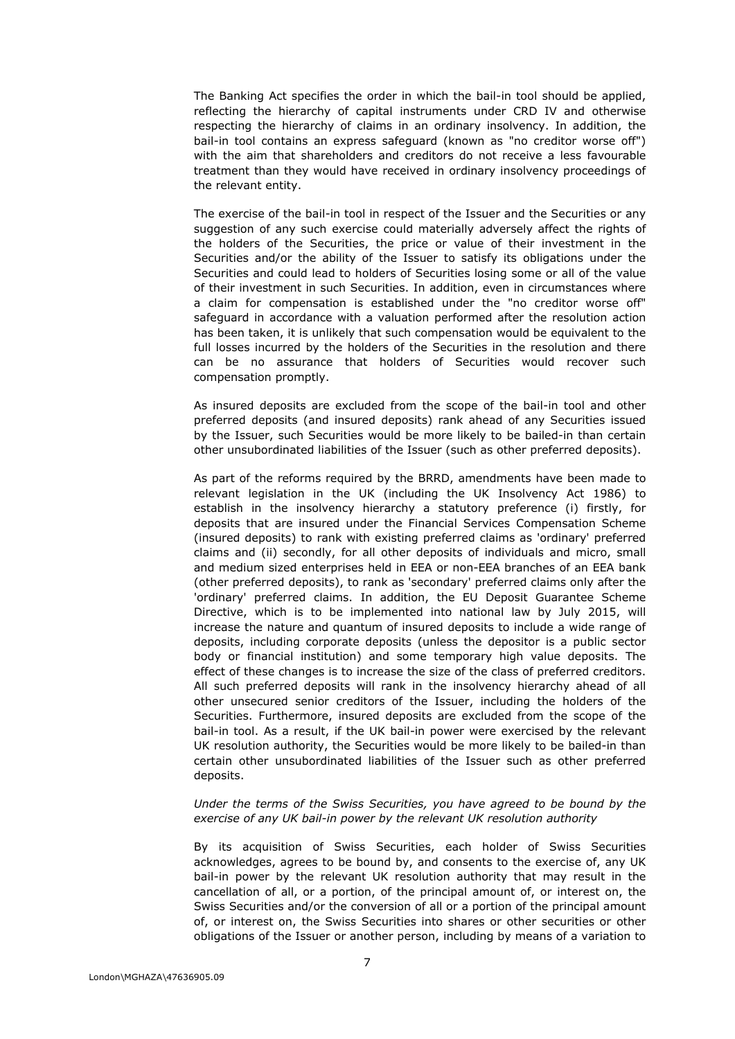The Banking Act specifies the order in which the bail-in tool should be applied, reflecting the hierarchy of capital instruments under CRD IV and otherwise respecting the hierarchy of claims in an ordinary insolvency. In addition, the bail-in tool contains an express safeguard (known as "no creditor worse off") with the aim that shareholders and creditors do not receive a less favourable treatment than they would have received in ordinary insolvency proceedings of the relevant entity.

The exercise of the bail-in tool in respect of the Issuer and the Securities or any suggestion of any such exercise could materially adversely affect the rights of the holders of the Securities, the price or value of their investment in the Securities and/or the ability of the Issuer to satisfy its obligations under the Securities and could lead to holders of Securities losing some or all of the value of their investment in such Securities. In addition, even in circumstances where a claim for compensation is established under the "no creditor worse off" safeguard in accordance with a valuation performed after the resolution action has been taken, it is unlikely that such compensation would be equivalent to the full losses incurred by the holders of the Securities in the resolution and there can be no assurance that holders of Securities would recover such compensation promptly.

As insured deposits are excluded from the scope of the bail-in tool and other preferred deposits (and insured deposits) rank ahead of any Securities issued by the Issuer, such Securities would be more likely to be bailed-in than certain other unsubordinated liabilities of the Issuer (such as other preferred deposits).

As part of the reforms required by the BRRD, amendments have been made to relevant legislation in the UK (including the UK Insolvency Act 1986) to establish in the insolvency hierarchy a statutory preference (i) firstly, for deposits that are insured under the Financial Services Compensation Scheme (insured deposits) to rank with existing preferred claims as 'ordinary' preferred claims and (ii) secondly, for all other deposits of individuals and micro, small and medium sized enterprises held in EEA or non-EEA branches of an EEA bank (other preferred deposits), to rank as 'secondary' preferred claims only after the 'ordinary' preferred claims. In addition, the EU Deposit Guarantee Scheme Directive, which is to be implemented into national law by July 2015, will increase the nature and quantum of insured deposits to include a wide range of deposits, including corporate deposits (unless the depositor is a public sector body or financial institution) and some temporary high value deposits. The effect of these changes is to increase the size of the class of preferred creditors. All such preferred deposits will rank in the insolvency hierarchy ahead of all other unsecured senior creditors of the Issuer, including the holders of the Securities. Furthermore, insured deposits are excluded from the scope of the bail-in tool. As a result, if the UK bail-in power were exercised by the relevant UK resolution authority, the Securities would be more likely to be bailed-in than certain other unsubordinated liabilities of the Issuer such as other preferred deposits.

*Under the terms of the Swiss Securities, you have agreed to be bound by the exercise of any UK bail-in power by the relevant UK resolution authority*

By its acquisition of Swiss Securities, each holder of Swiss Securities acknowledges, agrees to be bound by, and consents to the exercise of, any UK bail-in power by the relevant UK resolution authority that may result in the cancellation of all, or a portion, of the principal amount of, or interest on, the Swiss Securities and/or the conversion of all or a portion of the principal amount of, or interest on, the Swiss Securities into shares or other securities or other obligations of the Issuer or another person, including by means of a variation to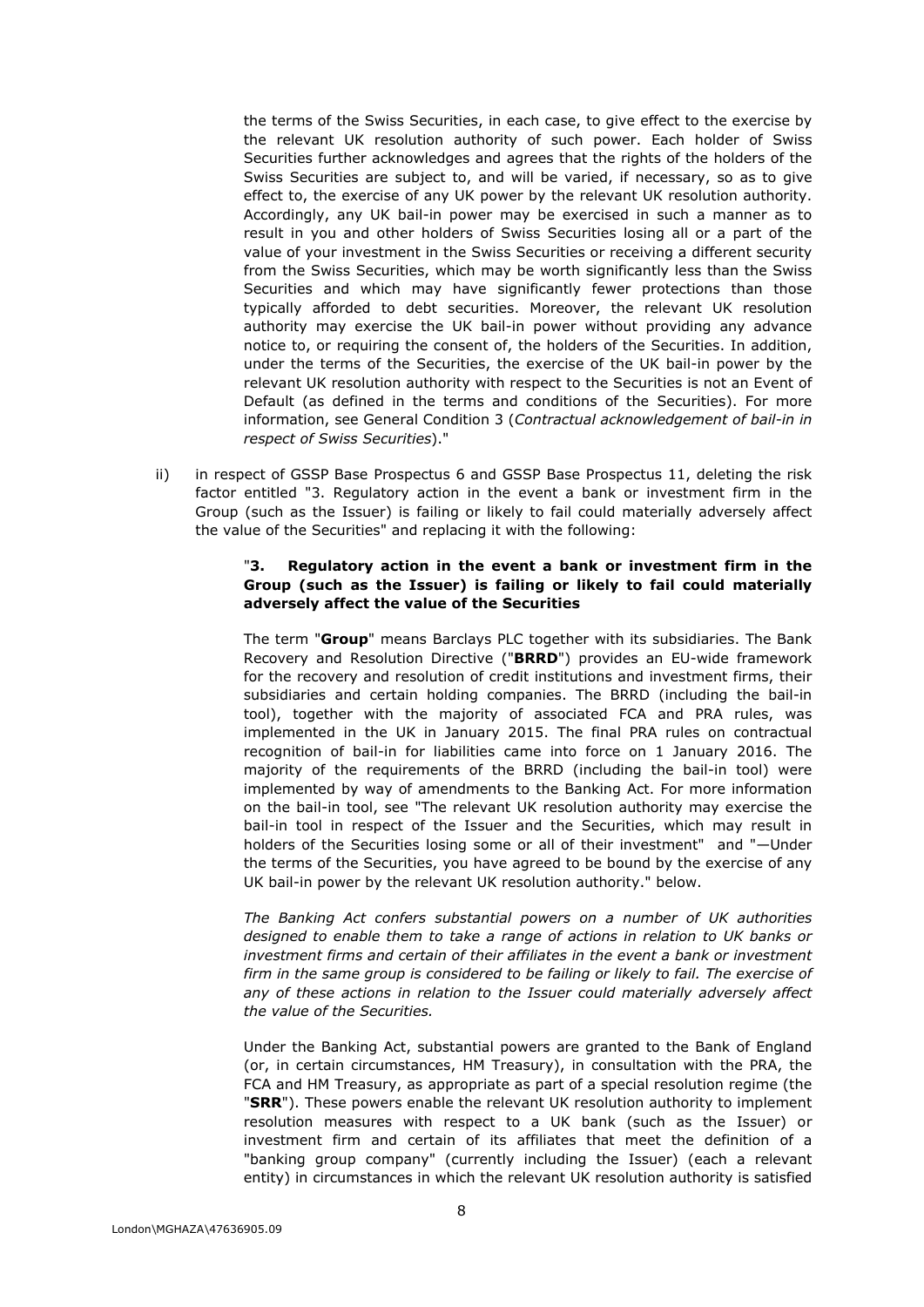the terms of the Swiss Securities, in each case, to give effect to the exercise by the relevant UK resolution authority of such power. Each holder of Swiss Securities further acknowledges and agrees that the rights of the holders of the Swiss Securities are subject to, and will be varied, if necessary, so as to give effect to, the exercise of any UK power by the relevant UK resolution authority. Accordingly, any UK bail-in power may be exercised in such a manner as to result in you and other holders of Swiss Securities losing all or a part of the value of your investment in the Swiss Securities or receiving a different security from the Swiss Securities, which may be worth significantly less than the Swiss Securities and which may have significantly fewer protections than those typically afforded to debt securities. Moreover, the relevant UK resolution authority may exercise the UK bail-in power without providing any advance notice to, or requiring the consent of, the holders of the Securities. In addition, under the terms of the Securities, the exercise of the UK bail-in power by the relevant UK resolution authority with respect to the Securities is not an Event of Default (as defined in the terms and conditions of the Securities). For more information, see General Condition 3 (*Contractual acknowledgement of bail-in in respect of Swiss Securities*)."

ii) in respect of GSSP Base Prospectus 6 and GSSP Base Prospectus 11, deleting the risk factor entitled "3. Regulatory action in the event a bank or investment firm in the Group (such as the Issuer) is failing or likely to fail could materially adversely affect the value of the Securities" and replacing it with the following:

"**3. Regulatory action in the event a bank or investment firm in the Group (such as the Issuer) is failing or likely to fail could materially adversely affect the value of the Securities**

The term "**Group**" means Barclays PLC together with its subsidiaries. The Bank Recovery and Resolution Directive ("**BRRD**") provides an EU-wide framework for the recovery and resolution of credit institutions and investment firms, their subsidiaries and certain holding companies. The BRRD (including the bail-in tool), together with the majority of associated FCA and PRA rules, was implemented in the UK in January 2015. The final PRA rules on contractual recognition of bail-in for liabilities came into force on 1 January 2016. The majority of the requirements of the BRRD (including the bail-in tool) were implemented by way of amendments to the Banking Act. For more information on the bail-in tool, see "The relevant UK resolution authority may exercise the bail-in tool in respect of the Issuer and the Securities, which may result in holders of the Securities losing some or all of their investment" and "—Under the terms of the Securities, you have agreed to be bound by the exercise of any UK bail-in power by the relevant UK resolution authority." below.

*The Banking Act confers substantial powers on a number of UK authorities designed to enable them to take a range of actions in relation to UK banks or investment firms and certain of their affiliates in the event a bank or investment firm in the same group is considered to be failing or likely to fail. The exercise of any of these actions in relation to the Issuer could materially adversely affect the value of the Securities.*

Under the Banking Act, substantial powers are granted to the Bank of England (or, in certain circumstances, HM Treasury), in consultation with the PRA, the FCA and HM Treasury, as appropriate as part of a special resolution regime (the "**SRR**"). These powers enable the relevant UK resolution authority to implement resolution measures with respect to a UK bank (such as the Issuer) or investment firm and certain of its affiliates that meet the definition of a "banking group company" (currently including the Issuer) (each a relevant entity) in circumstances in which the relevant UK resolution authority is satisfied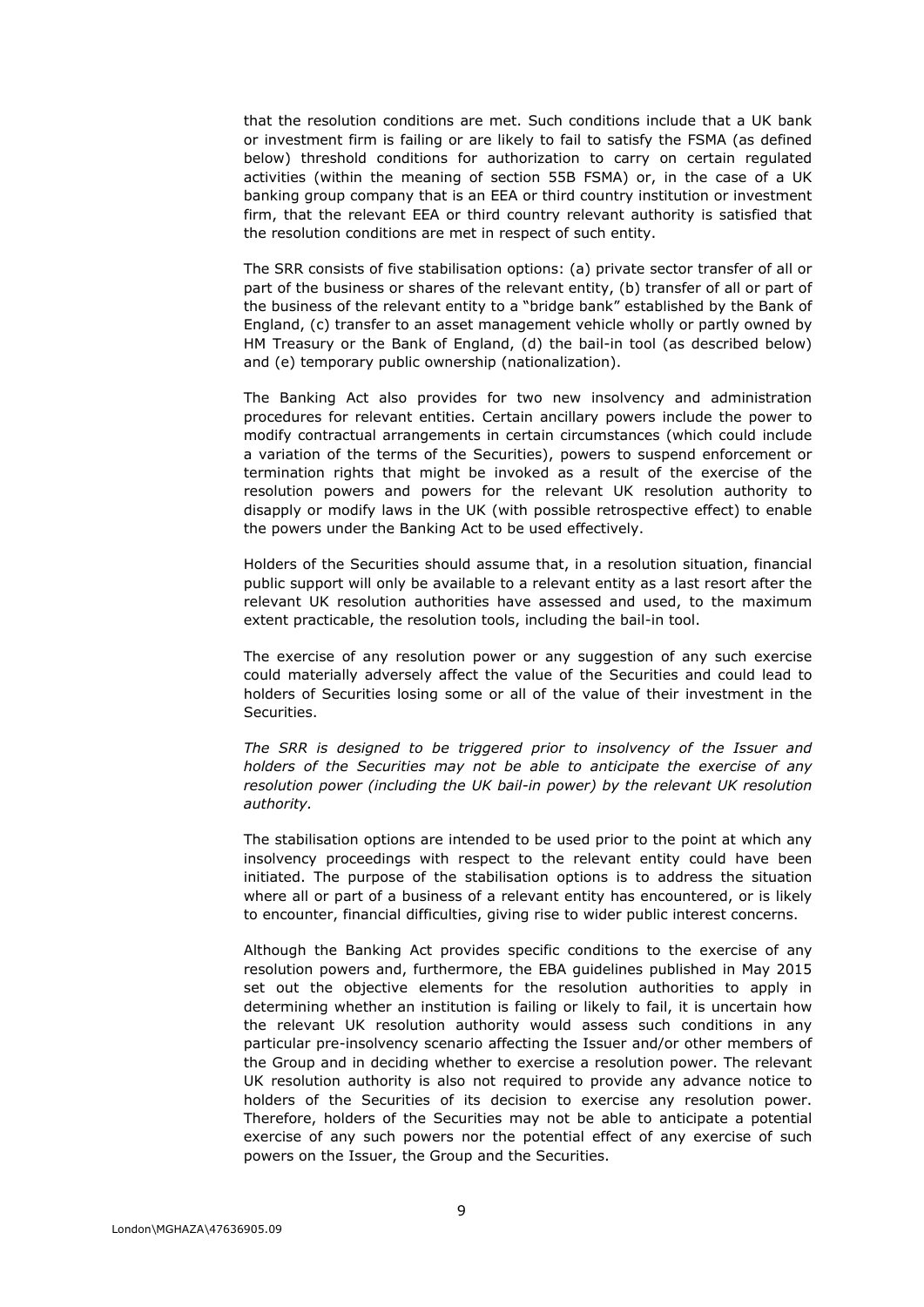that the resolution conditions are met. Such conditions include that a UK bank or investment firm is failing or are likely to fail to satisfy the FSMA (as defined below) threshold conditions for authorization to carry on certain regulated activities (within the meaning of section 55B FSMA) or, in the case of a UK banking group company that is an EEA or third country institution or investment firm, that the relevant EEA or third country relevant authority is satisfied that the resolution conditions are met in respect of such entity.

The SRR consists of five stabilisation options: (a) private sector transfer of all or part of the business or shares of the relevant entity, (b) transfer of all or part of the business of the relevant entity to a "bridge bank" established by the Bank of England, (c) transfer to an asset management vehicle wholly or partly owned by HM Treasury or the Bank of England, (d) the bail-in tool (as described below) and (e) temporary public ownership (nationalization).

The Banking Act also provides for two new insolvency and administration procedures for relevant entities. Certain ancillary powers include the power to modify contractual arrangements in certain circumstances (which could include a variation of the terms of the Securities), powers to suspend enforcement or termination rights that might be invoked as a result of the exercise of the resolution powers and powers for the relevant UK resolution authority to disapply or modify laws in the UK (with possible retrospective effect) to enable the powers under the Banking Act to be used effectively.

Holders of the Securities should assume that, in a resolution situation, financial public support will only be available to a relevant entity as a last resort after the relevant UK resolution authorities have assessed and used, to the maximum extent practicable, the resolution tools, including the bail-in tool.

The exercise of any resolution power or any suggestion of any such exercise could materially adversely affect the value of the Securities and could lead to holders of Securities losing some or all of the value of their investment in the Securities.

*The SRR is designed to be triggered prior to insolvency of the Issuer and holders of the Securities may not be able to anticipate the exercise of any resolution power (including the UK bail-in power) by the relevant UK resolution authority.*

The stabilisation options are intended to be used prior to the point at which any insolvency proceedings with respect to the relevant entity could have been initiated. The purpose of the stabilisation options is to address the situation where all or part of a business of a relevant entity has encountered, or is likely to encounter, financial difficulties, giving rise to wider public interest concerns.

Although the Banking Act provides specific conditions to the exercise of any resolution powers and, furthermore, the EBA guidelines published in May 2015 set out the objective elements for the resolution authorities to apply in determining whether an institution is failing or likely to fail, it is uncertain how the relevant UK resolution authority would assess such conditions in any particular pre-insolvency scenario affecting the Issuer and/or other members of the Group and in deciding whether to exercise a resolution power. The relevant UK resolution authority is also not required to provide any advance notice to holders of the Securities of its decision to exercise any resolution power. Therefore, holders of the Securities may not be able to anticipate a potential exercise of any such powers nor the potential effect of any exercise of such powers on the Issuer, the Group and the Securities.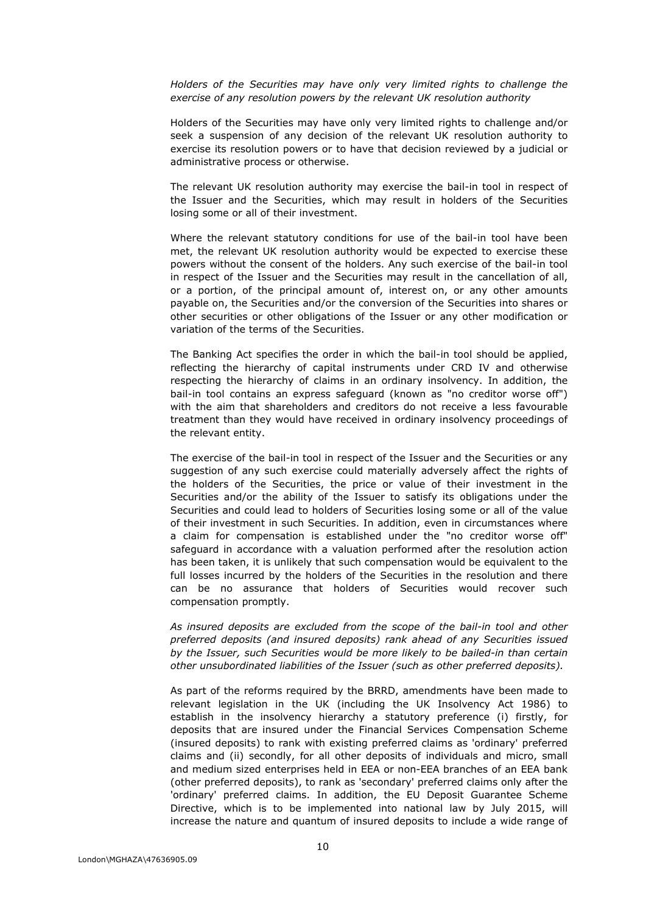*Holders of the Securities may have only very limited rights to challenge the exercise of any resolution powers by the relevant UK resolution authority*

Holders of the Securities may have only very limited rights to challenge and/or seek a suspension of any decision of the relevant UK resolution authority to exercise its resolution powers or to have that decision reviewed by a judicial or administrative process or otherwise.

The relevant UK resolution authority may exercise the bail-in tool in respect of the Issuer and the Securities, which may result in holders of the Securities losing some or all of their investment.

Where the relevant statutory conditions for use of the bail-in tool have been met, the relevant UK resolution authority would be expected to exercise these powers without the consent of the holders. Any such exercise of the bail-in tool in respect of the Issuer and the Securities may result in the cancellation of all, or a portion, of the principal amount of, interest on, or any other amounts payable on, the Securities and/or the conversion of the Securities into shares or other securities or other obligations of the Issuer or any other modification or variation of the terms of the Securities.

The Banking Act specifies the order in which the bail-in tool should be applied, reflecting the hierarchy of capital instruments under CRD IV and otherwise respecting the hierarchy of claims in an ordinary insolvency. In addition, the bail-in tool contains an express safeguard (known as "no creditor worse off") with the aim that shareholders and creditors do not receive a less favourable treatment than they would have received in ordinary insolvency proceedings of the relevant entity.

The exercise of the bail-in tool in respect of the Issuer and the Securities or any suggestion of any such exercise could materially adversely affect the rights of the holders of the Securities, the price or value of their investment in the Securities and/or the ability of the Issuer to satisfy its obligations under the Securities and could lead to holders of Securities losing some or all of the value of their investment in such Securities. In addition, even in circumstances where a claim for compensation is established under the "no creditor worse off" safeguard in accordance with a valuation performed after the resolution action has been taken, it is unlikely that such compensation would be equivalent to the full losses incurred by the holders of the Securities in the resolution and there can be no assurance that holders of Securities would recover such compensation promptly.

*As insured deposits are excluded from the scope of the bail-in tool and other preferred deposits (and insured deposits) rank ahead of any Securities issued by the Issuer, such Securities would be more likely to be bailed-in than certain other unsubordinated liabilities of the Issuer (such as other preferred deposits).*

As part of the reforms required by the BRRD, amendments have been made to relevant legislation in the UK (including the UK Insolvency Act 1986) to establish in the insolvency hierarchy a statutory preference (i) firstly, for deposits that are insured under the Financial Services Compensation Scheme (insured deposits) to rank with existing preferred claims as 'ordinary' preferred claims and (ii) secondly, for all other deposits of individuals and micro, small and medium sized enterprises held in EEA or non-EEA branches of an EEA bank (other preferred deposits), to rank as 'secondary' preferred claims only after the 'ordinary' preferred claims. In addition, the EU Deposit Guarantee Scheme Directive, which is to be implemented into national law by July 2015, will increase the nature and quantum of insured deposits to include a wide range of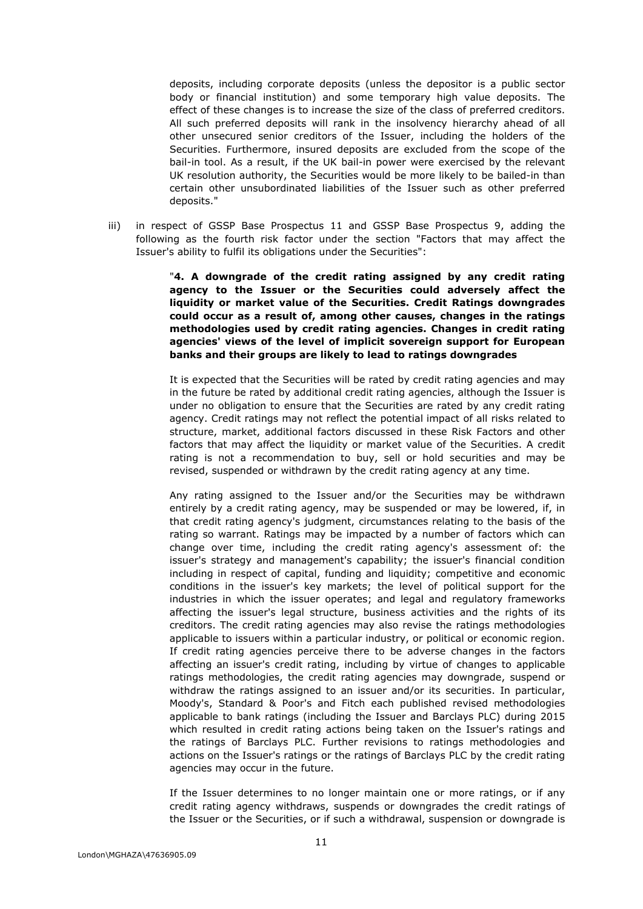deposits, including corporate deposits (unless the depositor is a public sector body or financial institution) and some temporary high value deposits. The effect of these changes is to increase the size of the class of preferred creditors. All such preferred deposits will rank in the insolvency hierarchy ahead of all other unsecured senior creditors of the Issuer, including the holders of the Securities. Furthermore, insured deposits are excluded from the scope of the bail-in tool. As a result, if the UK bail-in power were exercised by the relevant UK resolution authority, the Securities would be more likely to be bailed-in than certain other unsubordinated liabilities of the Issuer such as other preferred deposits."

iii) in respect of GSSP Base Prospectus 11 and GSSP Base Prospectus 9, adding the following as the fourth risk factor under the section "Factors that may affect the Issuer's ability to fulfil its obligations under the Securities":

"**4. A downgrade of the credit rating assigned by any credit rating agency to the Issuer or the Securities could adversely affect the liquidity or market value of the Securities. Credit Ratings downgrades could occur as a result of, among other causes, changes in the ratings methodologies used by credit rating agencies. Changes in credit rating agencies' views of the level of implicit sovereign support for European banks and their groups are likely to lead to ratings downgrades**

It is expected that the Securities will be rated by credit rating agencies and may in the future be rated by additional credit rating agencies, although the Issuer is under no obligation to ensure that the Securities are rated by any credit rating agency. Credit ratings may not reflect the potential impact of all risks related to structure, market, additional factors discussed in these Risk Factors and other factors that may affect the liquidity or market value of the Securities. A credit rating is not a recommendation to buy, sell or hold securities and may be revised, suspended or withdrawn by the credit rating agency at any time.

Any rating assigned to the Issuer and/or the Securities may be withdrawn entirely by a credit rating agency, may be suspended or may be lowered, if, in that credit rating agency's judgment, circumstances relating to the basis of the rating so warrant. Ratings may be impacted by a number of factors which can change over time, including the credit rating agency's assessment of: the issuer's strategy and management's capability; the issuer's financial condition including in respect of capital, funding and liquidity; competitive and economic conditions in the issuer's key markets; the level of political support for the industries in which the issuer operates; and legal and regulatory frameworks affecting the issuer's legal structure, business activities and the rights of its creditors. The credit rating agencies may also revise the ratings methodologies applicable to issuers within a particular industry, or political or economic region. If credit rating agencies perceive there to be adverse changes in the factors affecting an issuer's credit rating, including by virtue of changes to applicable ratings methodologies, the credit rating agencies may downgrade, suspend or withdraw the ratings assigned to an issuer and/or its securities. In particular, Moody's, Standard & Poor's and Fitch each published revised methodologies applicable to bank ratings (including the Issuer and Barclays PLC) during 2015 which resulted in credit rating actions being taken on the Issuer's ratings and the ratings of Barclays PLC. Further revisions to ratings methodologies and actions on the Issuer's ratings or the ratings of Barclays PLC by the credit rating agencies may occur in the future.

If the Issuer determines to no longer maintain one or more ratings, or if any credit rating agency withdraws, suspends or downgrades the credit ratings of the Issuer or the Securities, or if such a withdrawal, suspension or downgrade is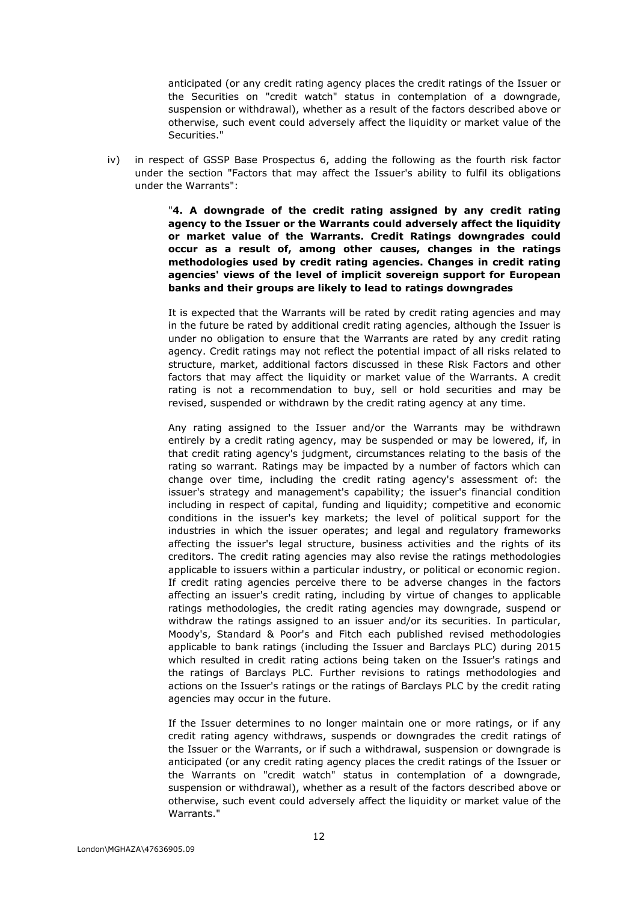anticipated (or any credit rating agency places the credit ratings of the Issuer or the Securities on "credit watch" status in contemplation of a downgrade, suspension or withdrawal), whether as a result of the factors described above or otherwise, such event could adversely affect the liquidity or market value of the Securities."

iv) in respect of GSSP Base Prospectus 6, adding the following as the fourth risk factor under the section "Factors that may affect the Issuer's ability to fulfil its obligations under the Warrants":

"**4. A downgrade of the credit rating assigned by any credit rating agency to the Issuer or the Warrants could adversely affect the liquidity or market value of the Warrants. Credit Ratings downgrades could occur as a result of, among other causes, changes in the ratings methodologies used by credit rating agencies. Changes in credit rating agencies' views of the level of implicit sovereign support for European banks and their groups are likely to lead to ratings downgrades**

It is expected that the Warrants will be rated by credit rating agencies and may in the future be rated by additional credit rating agencies, although the Issuer is under no obligation to ensure that the Warrants are rated by any credit rating agency. Credit ratings may not reflect the potential impact of all risks related to structure, market, additional factors discussed in these Risk Factors and other factors that may affect the liquidity or market value of the Warrants. A credit rating is not a recommendation to buy, sell or hold securities and may be revised, suspended or withdrawn by the credit rating agency at any time.

Any rating assigned to the Issuer and/or the Warrants may be withdrawn entirely by a credit rating agency, may be suspended or may be lowered, if, in that credit rating agency's judgment, circumstances relating to the basis of the rating so warrant. Ratings may be impacted by a number of factors which can change over time, including the credit rating agency's assessment of: the issuer's strategy and management's capability; the issuer's financial condition including in respect of capital, funding and liquidity; competitive and economic conditions in the issuer's key markets; the level of political support for the industries in which the issuer operates; and legal and regulatory frameworks affecting the issuer's legal structure, business activities and the rights of its creditors. The credit rating agencies may also revise the ratings methodologies applicable to issuers within a particular industry, or political or economic region. If credit rating agencies perceive there to be adverse changes in the factors affecting an issuer's credit rating, including by virtue of changes to applicable ratings methodologies, the credit rating agencies may downgrade, suspend or withdraw the ratings assigned to an issuer and/or its securities. In particular, Moody's, Standard & Poor's and Fitch each published revised methodologies applicable to bank ratings (including the Issuer and Barclays PLC) during 2015 which resulted in credit rating actions being taken on the Issuer's ratings and the ratings of Barclays PLC. Further revisions to ratings methodologies and actions on the Issuer's ratings or the ratings of Barclays PLC by the credit rating agencies may occur in the future.

If the Issuer determines to no longer maintain one or more ratings, or if any credit rating agency withdraws, suspends or downgrades the credit ratings of the Issuer or the Warrants, or if such a withdrawal, suspension or downgrade is anticipated (or any credit rating agency places the credit ratings of the Issuer or the Warrants on "credit watch" status in contemplation of a downgrade, suspension or withdrawal), whether as a result of the factors described above or otherwise, such event could adversely affect the liquidity or market value of the Warrants."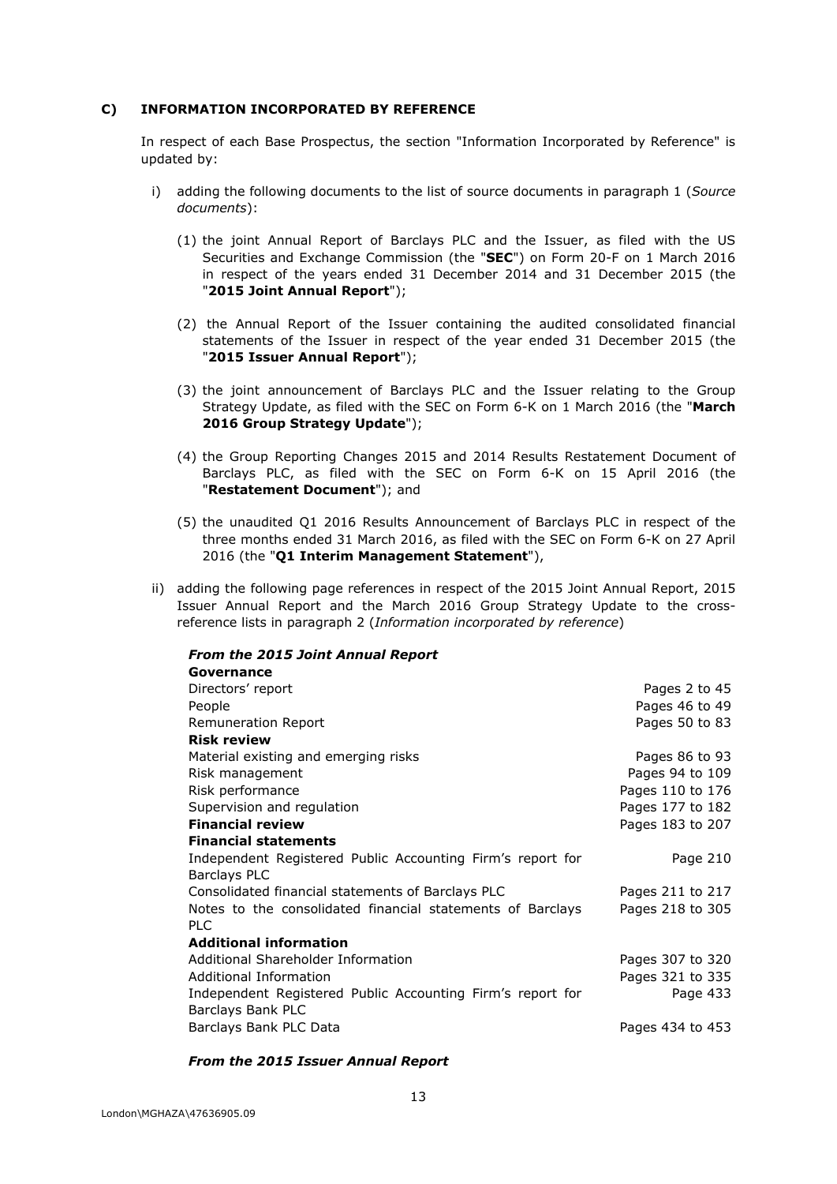**C) INFORMATION INCORPORATED BY REFERENCE**

In respect of each Base Prospectus, the section "Information Incorporated by Reference" is updated by:

i) adding the following documents to the list of source documents in paragraph 1 (*Source documents*):

(1) the joint Annual Report of Barclays PLC and the Issuer, as filed with the US Securities and Exchange Commission (the "**SEC**") on Form 20-F on 1 March 2016 in respect of the years ended 31 December 2014 and 31 December 2015 (the "**2015 Joint Annual Report**");

(2) the Annual Report of the Issuer containing the audited consolidated financial statements of the Issuer in respect of the year ended 31 December 2015 (the "**2015 Issuer Annual Report**");

(3) the joint announcement of Barclays PLC and the Issuer relating to the Group Strategy Update, as filed with the SEC on Form 6-K on 1 March 2016 (the "**March 2016 Group Strategy Update**");

(4) the Group Reporting Changes 2015 and 2014 Results Restatement Document of Barclays PLC, as filed with the SEC on Form 6-K on 15 April 2016 (the "**Restatement Document**"); and

(5) the unaudited Q1 2016 Results Announcement of Barclays PLC in respect of the three months ended 31 March 2016, as filed with the SEC on Form 6-K on 27 April 2016 (the "**Q1 Interim Management Statement**"),

ii) adding the following page references in respect of the 2015 Joint Annual Report, 2015 Issuer Annual Report and the March 2016 Group Strategy Update to the cross-reference lists in paragraph 2 (*Information incorporated by reference*)

***From the 2015 Joint Annual Report***

| | |
|---|---|
| **Governance** | |
| Directors' report | Pages 2 to 45 |
| People | Pages 46 to 49 |
| Remuneration Report | Pages 50 to 83 |
| **Risk review** | |
| Material existing and emerging risks | Pages 86 to 93 |
| Risk management | Pages 94 to 109 |
| Risk performance | Pages 110 to 176 |
| Supervision and regulation | Pages 177 to 182 |
| **Financial review** | Pages 183 to 207 |
| **Financial statements** | |
| Independent Registered Public Accounting Firm's report for Barclays PLC | Page 210 |
| Consolidated financial statements of Barclays PLC | Pages 211 to 217 |
| Notes to the consolidated financial statements of Barclays PLC | Pages 218 to 305 |
| **Additional information** | |
| Additional Shareholder Information | Pages 307 to 320 |
| Additional Information | Pages 321 to 335 |
| Independent Registered Public Accounting Firm's report for Barclays Bank PLC | Page 433 |
| Barclays Bank PLC Data | Pages 434 to 453 |

***From the 2015 Issuer Annual Report***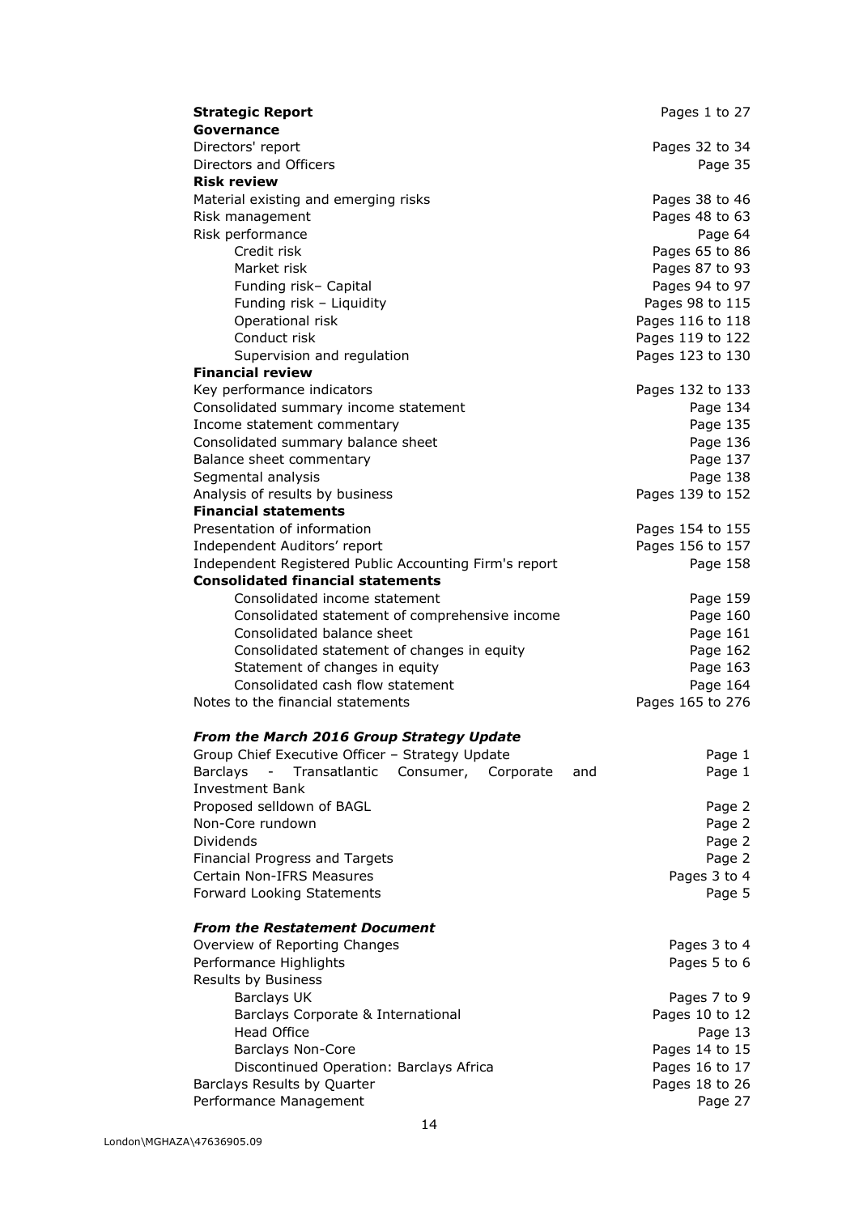| | |
|---|---|
| **Strategic Report** | Pages 1 to 27 |
| **Governance** | |
| Directors' report | Pages 32 to 34 |
| Directors and Officers | Page 35 |
| **Risk review** | |
| Material existing and emerging risks | Pages 38 to 46 |
| Risk management | Pages 48 to 63 |
| Risk performance | Page 64 |
| Credit risk | Pages 65 to 86 |
| Market risk | Pages 87 to 93 |
| Funding risk– Capital | Pages 94 to 97 |
| Funding risk – Liquidity | Pages 98 to 115 |
| Operational risk | Pages 116 to 118 |
| Conduct risk | Pages 119 to 122 |
| Supervision and regulation | Pages 123 to 130 |
| **Financial review** | |
| Key performance indicators | Pages 132 to 133 |
| Consolidated summary income statement | Page 134 |
| Income statement commentary | Page 135 |
| Consolidated summary balance sheet | Page 136 |
| Balance sheet commentary | Page 137 |
| Segmental analysis | Page 138 |
| Analysis of results by business | Pages 139 to 152 |
| **Financial statements** | |
| Presentation of information | Pages 154 to 155 |
| Independent Auditors' report | Pages 156 to 157 |
| Independent Registered Public Accounting Firm's report | Page 158 |
| **Consolidated financial statements** | |
| Consolidated income statement | Page 159 |
| Consolidated statement of comprehensive income | Page 160 |
| Consolidated balance sheet | Page 161 |
| Consolidated statement of changes in equity | Page 162 |
| Statement of changes in equity | Page 163 |
| Consolidated cash flow statement | Page 164 |
| Notes to the financial statements | Pages 165 to 276 |

| | |
|---|---|
| ***From the March 2016 Group Strategy Update*** | |
| Group Chief Executive Officer – Strategy Update | Page 1 |
| Barclays - Transatlantic Consumer, Corporate and Investment Bank | Page 1 |
| Proposed selldown of BAGL | Page 2 |
| Non-Core rundown | Page 2 |
| Dividends | Page 2 |
| Financial Progress and Targets | Page 2 |
| Certain Non-IFRS Measures | Pages 3 to 4 |
| Forward Looking Statements | Page 5 |

| | |
|---|---|
| ***From the Restatement Document*** | |
| Overview of Reporting Changes | Pages 3 to 4 |
| Performance Highlights | Pages 5 to 6 |
| Results by Business | |
| Barclays UK | Pages 7 to 9 |
| Barclays Corporate & International | Pages 10 to 12 |
| Head Office | Page 13 |
| Barclays Non-Core | Pages 14 to 15 |
| Discontinued Operation: Barclays Africa | Pages 16 to 17 |
| Barclays Results by Quarter | Pages 18 to 26 |
| Performance Management | Page 27 |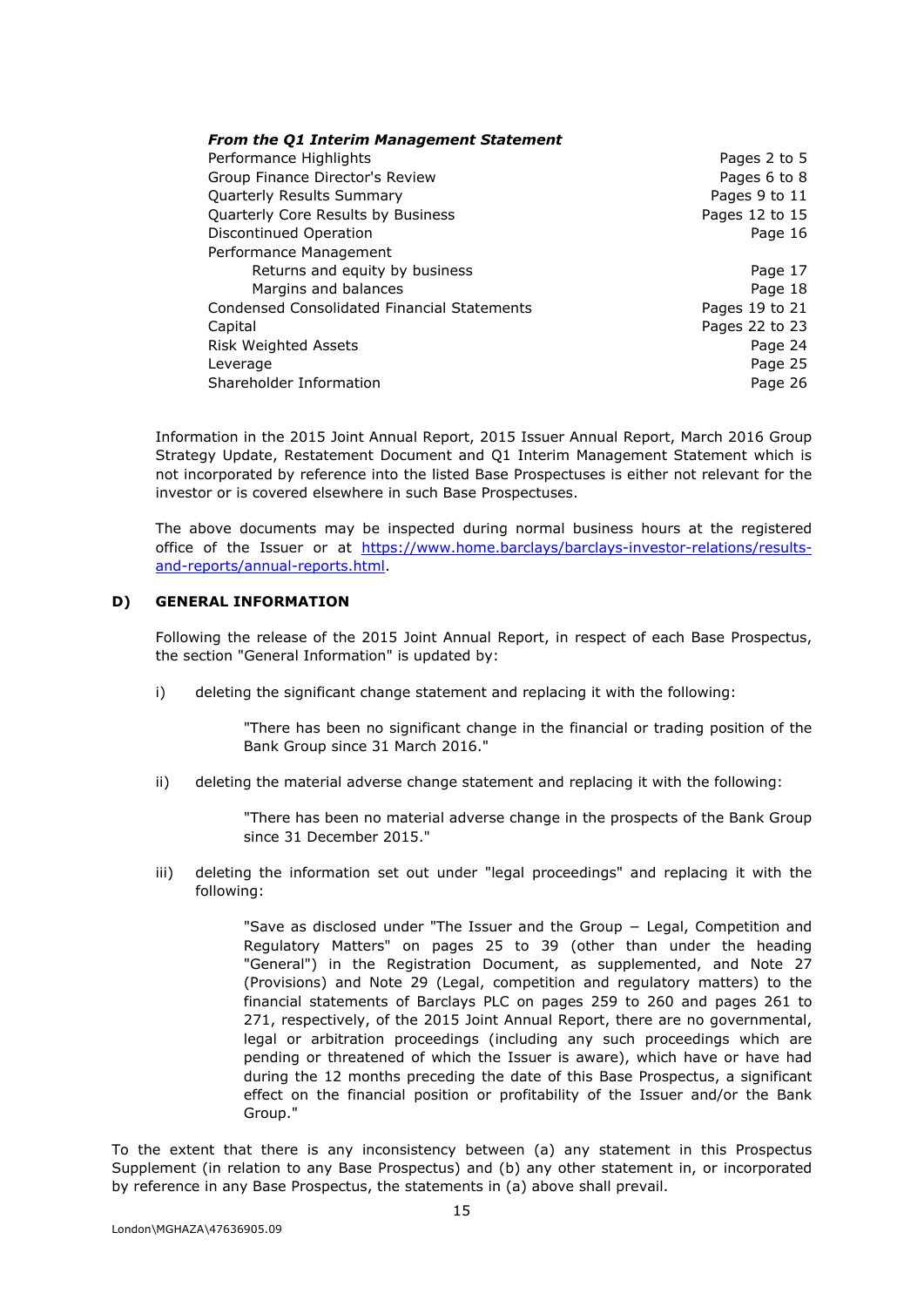***From the Q1 Interim Management Statement***

| | |
|---|---|
| Performance Highlights | Pages 2 to 5 |
| Group Finance Director's Review | Pages 6 to 8 |
| Quarterly Results Summary | Pages 9 to 11 |
| Quarterly Core Results by Business | Pages 12 to 15 |
| Discontinued Operation | Page 16 |
| Performance Management | |
| Returns and equity by business | Page 17 |
| Margins and balances | Page 18 |
| Condensed Consolidated Financial Statements | Pages 19 to 21 |
| Capital | Pages 22 to 23 |
| Risk Weighted Assets | Page 24 |
| Leverage | Page 25 |
| Shareholder Information | Page 26 |

Information in the 2015 Joint Annual Report, 2015 Issuer Annual Report, March 2016 Group Strategy Update, Restatement Document and Q1 Interim Management Statement which is not incorporated by reference into the listed Base Prospectuses is either not relevant for the investor or is covered elsewhere in such Base Prospectuses.

The above documents may be inspected during normal business hours at the registered office of the Issuer or at https://www.home.barclays/barclays-investor-relations/results-and-reports/annual-reports.html.

## D) GENERAL INFORMATION

Following the release of the 2015 Joint Annual Report, in respect of each Base Prospectus, the section "General Information" is updated by:

i) deleting the significant change statement and replacing it with the following:

> "There has been no significant change in the financial or trading position of the Bank Group since 31 March 2016."

ii) deleting the material adverse change statement and replacing it with the following:

> "There has been no material adverse change in the prospects of the Bank Group since 31 December 2015."

iii) deleting the information set out under "legal proceedings" and replacing it with the following:

> "Save as disclosed under "The Issuer and the Group – Legal, Competition and Regulatory Matters" on pages 25 to 39 (other than under the heading "General") in the Registration Document, as supplemented, and Note 27 (Provisions) and Note 29 (Legal, competition and regulatory matters) to the financial statements of Barclays PLC on pages 259 to 260 and pages 261 to 271, respectively, of the 2015 Joint Annual Report, there are no governmental, legal or arbitration proceedings (including any such proceedings which are pending or threatened of which the Issuer is aware), which have or have had during the 12 months preceding the date of this Base Prospectus, a significant effect on the financial position or profitability of the Issuer and/or the Bank Group."

To the extent that there is any inconsistency between (a) any statement in this Prospectus Supplement (in relation to any Base Prospectus) and (b) any other statement in, or incorporated by reference in any Base Prospectus, the statements in (a) above shall prevail.

London\MGHAZA\47636905.09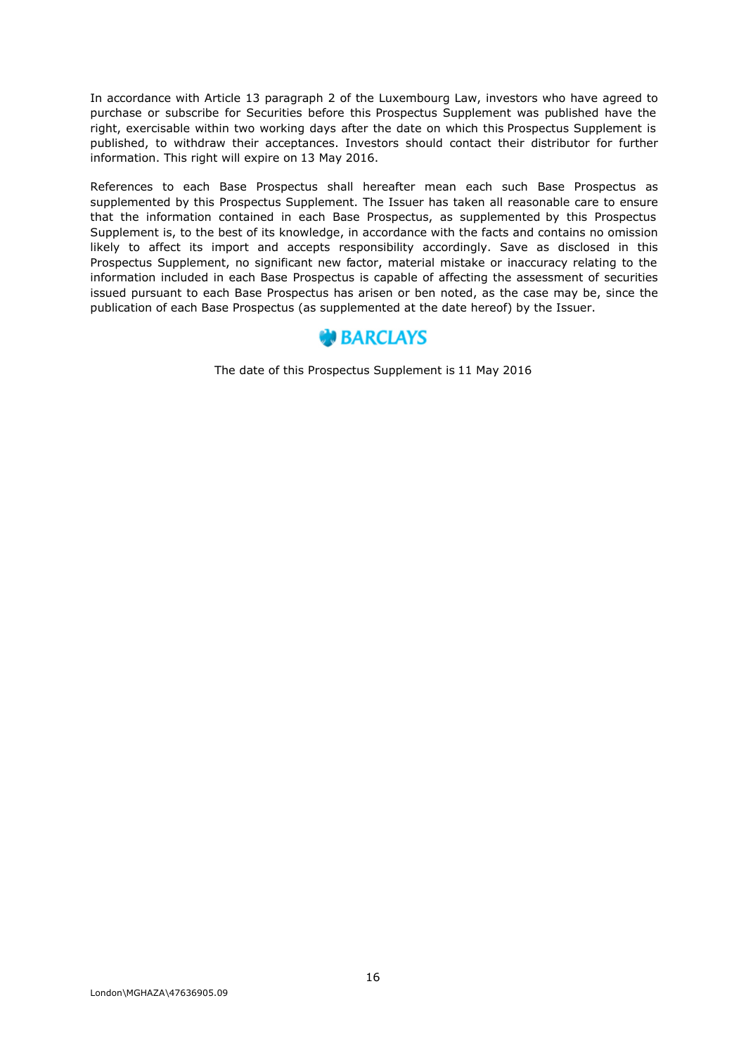In accordance with Article 13 paragraph 2 of the Luxembourg Law, investors who have agreed to purchase or subscribe for Securities before this Prospectus Supplement was published have the right, exercisable within two working days after the date on which this Prospectus Supplement is published, to withdraw their acceptances. Investors should contact their distributor for further information. This right will expire on 13 May 2016.

References to each Base Prospectus shall hereafter mean each such Base Prospectus as supplemented by this Prospectus Supplement. The Issuer has taken all reasonable care to ensure that the information contained in each Base Prospectus, as supplemented by this Prospectus Supplement is, to the best of its knowledge, in accordance with the facts and contains no omission likely to affect its import and accepts responsibility accordingly. Save as disclosed in this Prospectus Supplement, no significant new factor, material mistake or inaccuracy relating to the information included in each Base Prospectus is capable of affecting the assessment of securities issued pursuant to each Base Prospectus has arisen or ben noted, as the case may be, since the publication of each Base Prospectus (as supplemented at the date hereof) by the Issuer.

BARCLAYS

The date of this Prospectus Supplement is 11 May 2016

London\MGHAZA\47636905.09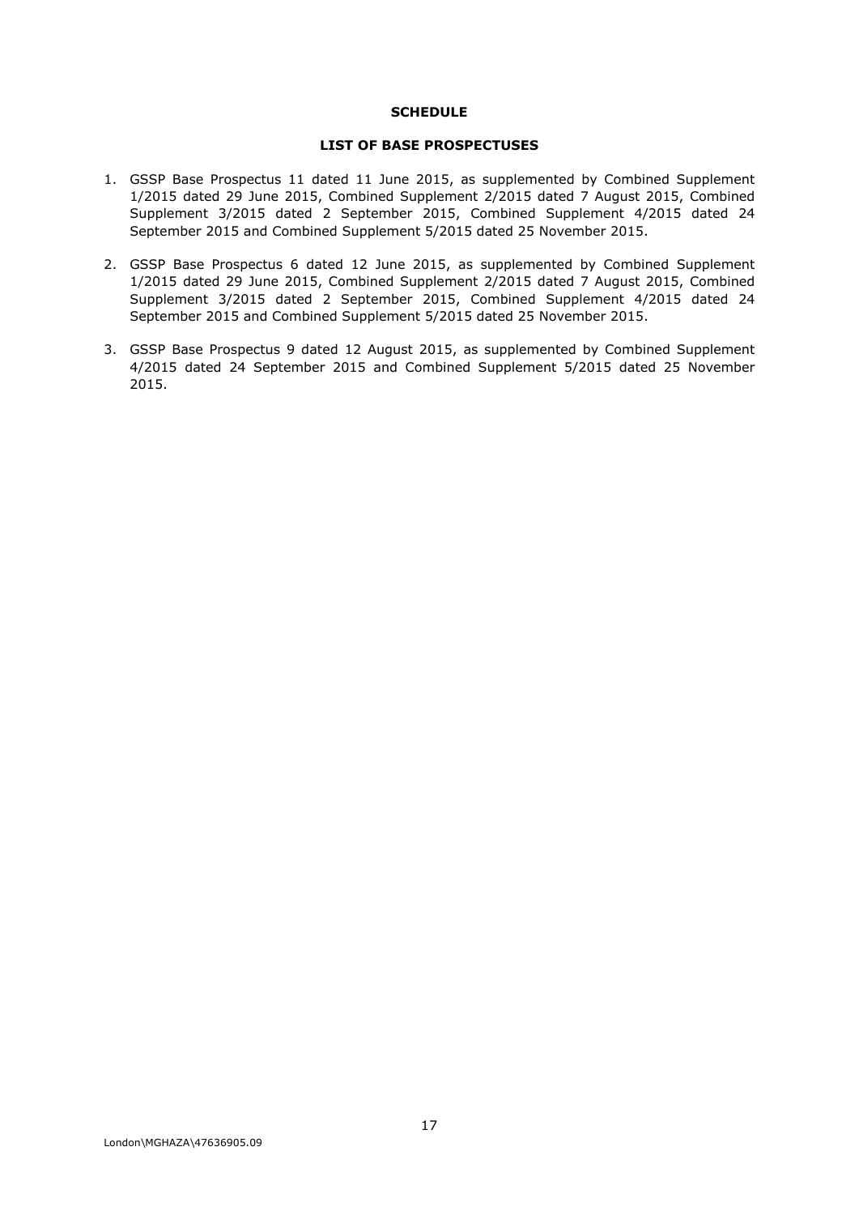**SCHEDULE**

**LIST OF BASE PROSPECTUSES**

1. GSSP Base Prospectus 11 dated 11 June 2015, as supplemented by Combined Supplement 1/2015 dated 29 June 2015, Combined Supplement 2/2015 dated 7 August 2015, Combined Supplement 3/2015 dated 2 September 2015, Combined Supplement 4/2015 dated 24 September 2015 and Combined Supplement 5/2015 dated 25 November 2015.

2. GSSP Base Prospectus 6 dated 12 June 2015, as supplemented by Combined Supplement 1/2015 dated 29 June 2015, Combined Supplement 2/2015 dated 7 August 2015, Combined Supplement 3/2015 dated 2 September 2015, Combined Supplement 4/2015 dated 24 September 2015 and Combined Supplement 5/2015 dated 25 November 2015.

3. GSSP Base Prospectus 9 dated 12 August 2015, as supplemented by Combined Supplement 4/2015 dated 24 September 2015 and Combined Supplement 5/2015 dated 25 November 2015.

London\MGHAZA\47636905.09